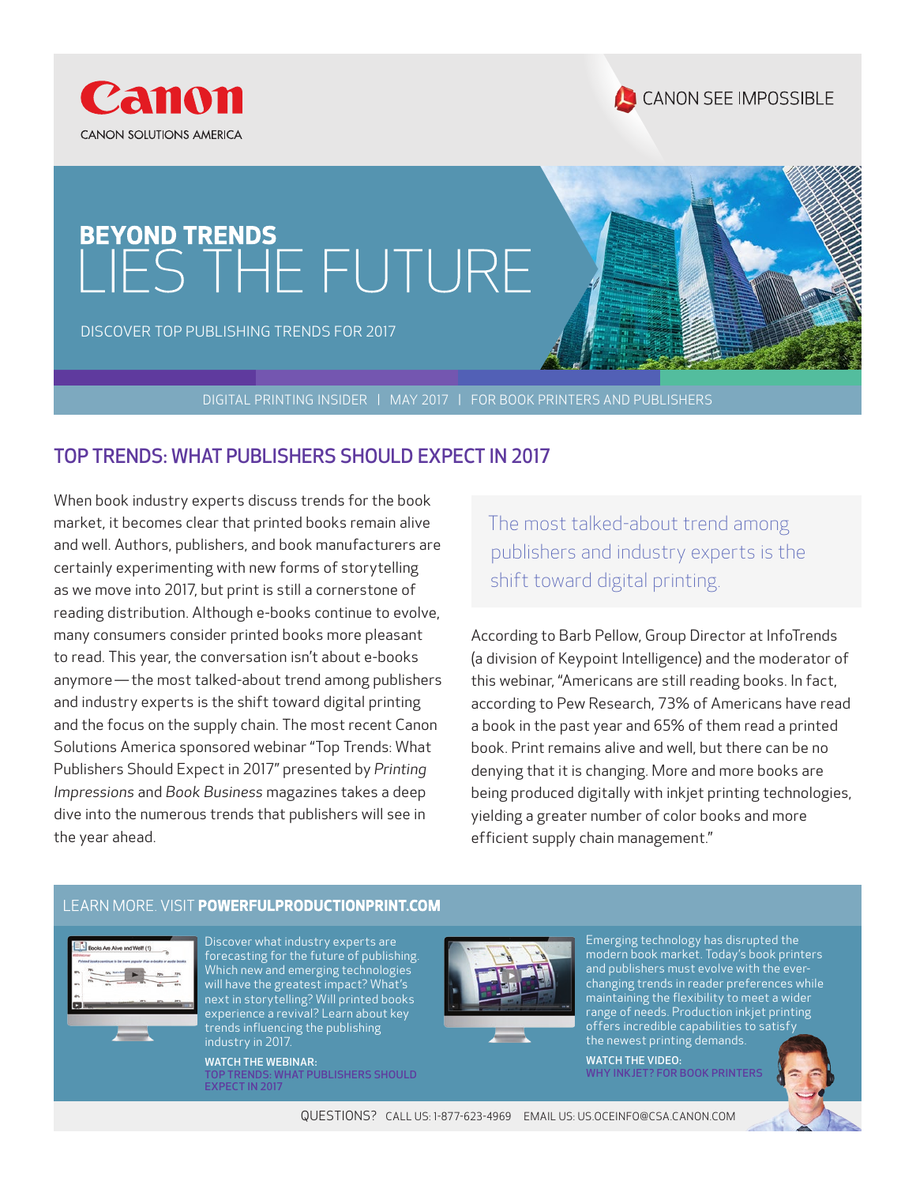Canon

CANON SOLUTIONS AMERICA

CANON SEE IMPOSSIBLE

# BEYOND TRENDS LIES THE FUTURE

DISCOVER TOP PUBLISHING TRENDS FOR 2017

DIGITAL PRINTING INSIDER | MAY 2017 | FOR BOOK PRINTERS AND PUBLISHERS

## TOP TRENDS: WHAT PUBLISHERS SHOULD EXPECT IN 2017

When book industry experts discuss trends for the book market, it becomes clear that printed books remain alive and well. Authors, publishers, and book manufacturers are certainly experimenting with new forms of storytelling as we move into 2017, but print is still a cornerstone of reading distribution. Although e-books continue to evolve, many consumers consider printed books more pleasant to read. This year, the conversation isn't about e-books anymore — the most talked-about trend among publishers and industry experts is the shift toward digital printing and the focus on the supply chain. The most recent Canon Solutions America sponsored webinar "Top Trends: What Publishers Should Expect in 2017" presented by *Printing Impressions* and *Book Business* magazines takes a deep dive into the numerous trends that publishers will see in the year ahead.

> The most talked-about trend among publishers and industry experts is the shift toward digital printing.

According to Barb Pellow, Group Director at InfoTrends (a division of Keypoint Intelligence) and the moderator of this webinar, "Americans are still reading books. In fact, according to Pew Research, 73% of Americans have read a book in the past year and 65% of them read a printed book. Print remains alive and well, but there can be no denying that it is changing. More and more books are being produced digitally with inkjet printing technologies, yielding a greater number of color books and more efficient supply chain management."

LEARN MORE. VISIT **POWERFULPRODUCTIONPRINT.COM**

Discover what industry experts are forecasting for the future of publishing. Which new and emerging technologies will have the greatest impact? What's next in storytelling? Will printed books experience a revival? Learn about key trends influencing the publishing industry in 2017.

**WATCH THE WEBINAR:**
TOP TRENDS: WHAT PUBLISHERS SHOULD EXPECT IN 2017

Emerging technology has disrupted the modern book market. Today's book printers and publishers must evolve with the ever-changing trends in reader preferences while maintaining the flexibility to meet a wider range of needs. Production inkjet printing offers incredible capabilities to satisfy the newest printing demands.

**WATCH THE VIDEO:**
WHY INKJET? FOR BOOK PRINTERS

QUESTIONS? CALL US: 1-877-623-4969 EMAIL US: US.OCEINFO@CSA.CANON.COM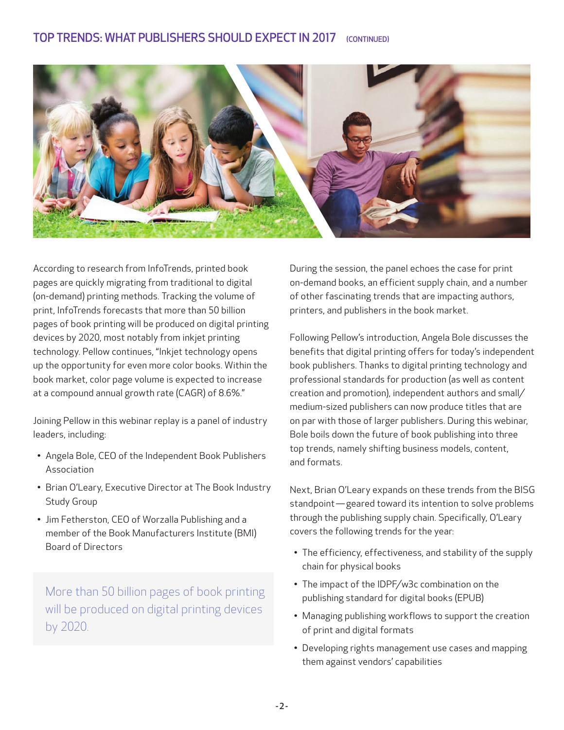## TOP TRENDS: WHAT PUBLISHERS SHOULD EXPECT IN 2017 (CONTINUED)

According to research from InfoTrends, printed book pages are quickly migrating from traditional to digital (on-demand) printing methods. Tracking the volume of print, InfoTrends forecasts that more than 50 billion pages of book printing will be produced on digital printing devices by 2020, most notably from inkjet printing technology. Pellow continues, "Inkjet technology opens up the opportunity for even more color books. Within the book market, color page volume is expected to increase at a compound annual growth rate (CAGR) of 8.6%."

Joining Pellow in this webinar replay is a panel of industry leaders, including:

- Angela Bole, CEO of the Independent Book Publishers Association
- Brian O'Leary, Executive Director at The Book Industry Study Group
- Jim Fetherston, CEO of Worzalla Publishing and a member of the Book Manufacturers Institute (BMI) Board of Directors

> More than 50 billion pages of book printing will be produced on digital printing devices by 2020.

During the session, the panel echoes the case for print on-demand books, an efficient supply chain, and a number of other fascinating trends that are impacting authors, printers, and publishers in the book market.

Following Pellow's introduction, Angela Bole discusses the benefits that digital printing offers for today's independent book publishers. Thanks to digital printing technology and professional standards for production (as well as content creation and promotion), independent authors and small/medium-sized publishers can now produce titles that are on par with those of larger publishers. During this webinar, Bole boils down the future of book publishing into three top trends, namely shifting business models, content, and formats.

Next, Brian O'Leary expands on these trends from the BISG standpoint—geared toward its intention to solve problems through the publishing supply chain. Specifically, O'Leary covers the following trends for the year:

- The efficiency, effectiveness, and stability of the supply chain for physical books
- The impact of the IDPF/w3c combination on the publishing standard for digital books (EPUB)
- Managing publishing workflows to support the creation of print and digital formats
- Developing rights management use cases and mapping them against vendors' capabilities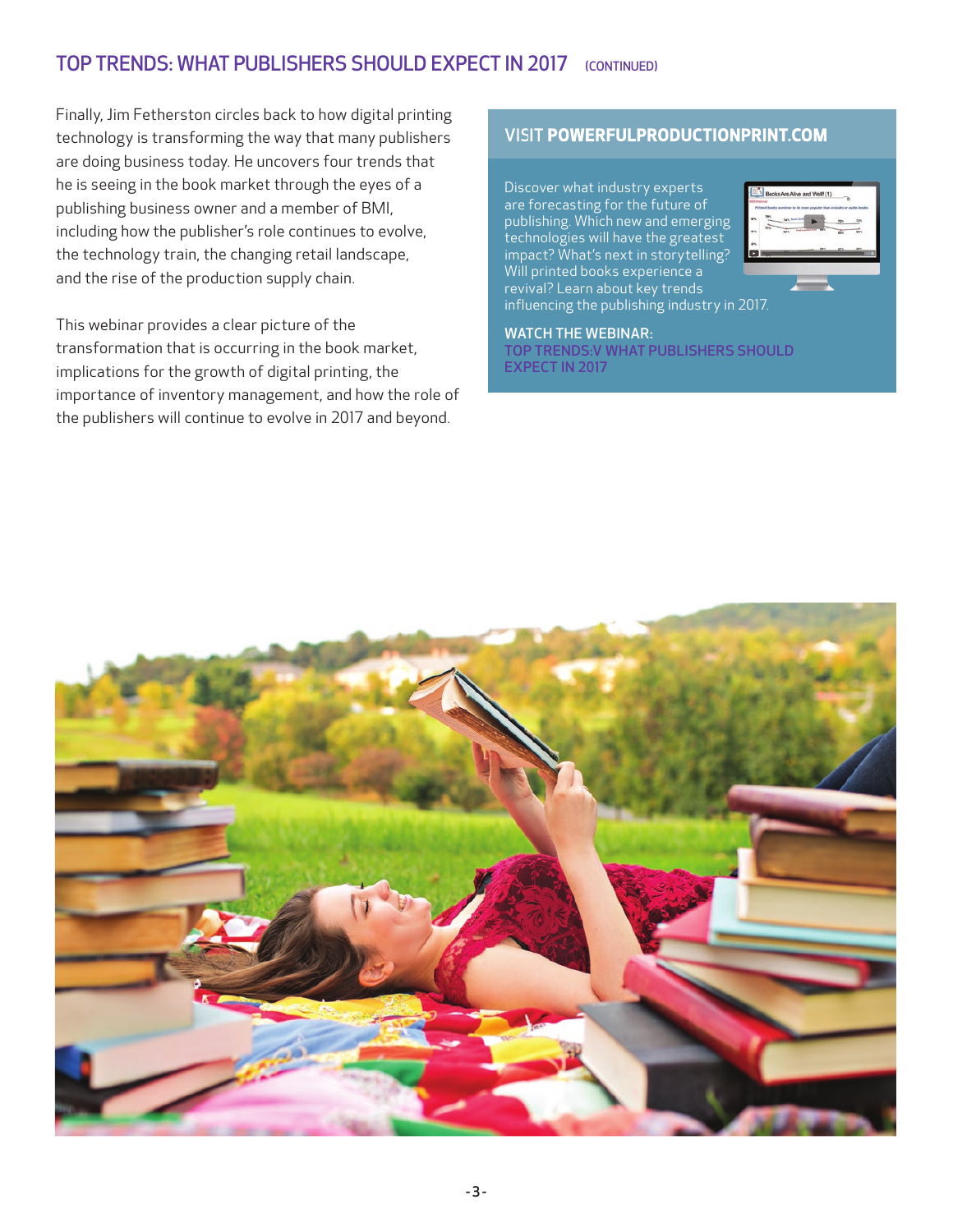## TOP TRENDS: WHAT PUBLISHERS SHOULD EXPECT IN 2017 (CONTINUED)

Finally, Jim Fetherston circles back to how digital printing technology is transforming the way that many publishers are doing business today. He uncovers four trends that he is seeing in the book market through the eyes of a publishing business owner and a member of BMI, including how the publisher's role continues to evolve, the technology train, the changing retail landscape, and the rise of the production supply chain.

This webinar provides a clear picture of the transformation that is occurring in the book market, implications for the growth of digital printing, the importance of inventory management, and how the role of the publishers will continue to evolve in 2017 and beyond.

### VISIT **POWERFULPRODUCTIONPRINT.COM**

Discover what industry experts are forecasting for the future of publishing. Which new and emerging technologies will have the greatest impact? What's next in storytelling? Will printed books experience a revival? Learn about key trends influencing the publishing industry in 2017.

**WATCH THE WEBINAR:**
TOP TRENDS:V WHAT PUBLISHERS SHOULD EXPECT IN 2017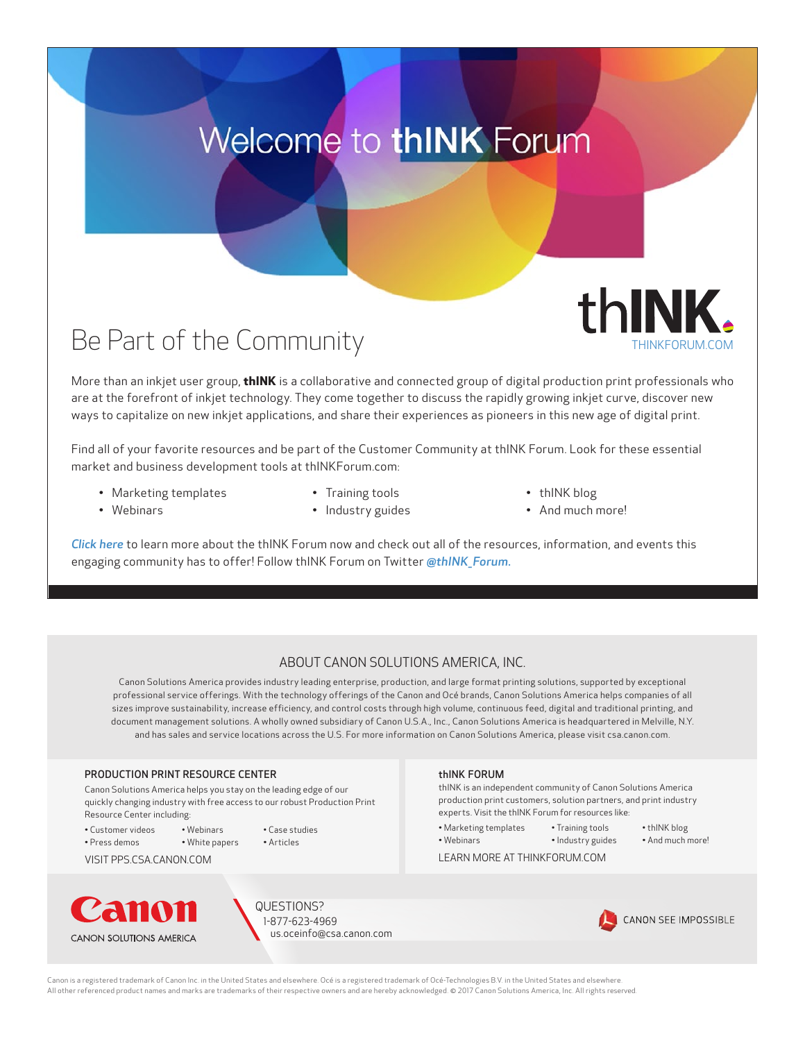# Welcome to **thINK** Forum

## Be Part of the Community

thINK.
THINKFORUM.COM

More than an inkjet user group, **thINK** is a collaborative and connected group of digital production print professionals who are at the forefront of inkjet technology. They come together to discuss the rapidly growing inkjet curve, discover new ways to capitalize on new inkjet applications, and share their experiences as pioneers in this new age of digital print.

Find all of your favorite resources and be part of the Customer Community at thINK Forum. Look for these essential market and business development tools at thINKForum.com:

- Marketing templates
- Webinars
- Training tools
- Industry guides
- thINK blog
- And much more!

*Click here* to learn more about the thINK Forum now and check out all of the resources, information, and events this engaging community has to offer! Follow thINK Forum on Twitter *@thINK_Forum*.

### ABOUT CANON SOLUTIONS AMERICA, INC.

Canon Solutions America provides industry leading enterprise, production, and large format printing solutions, supported by exceptional professional service offerings. With the technology offerings of the Canon and Océ brands, Canon Solutions America helps companies of all sizes improve sustainability, increase efficiency, and control costs through high volume, continuous feed, digital and traditional printing, and document management solutions. A wholly owned subsidiary of Canon U.S.A., Inc., Canon Solutions America is headquartered in Melville, N.Y. and has sales and service locations across the U.S. For more information on Canon Solutions America, please visit csa.canon.com.

### PRODUCTION PRINT RESOURCE CENTER

Canon Solutions America helps you stay on the leading edge of our quickly changing industry with free access to our robust Production Print Resource Center including:

- Customer videos
- Press demos
- Webinars
- White papers
- Case studies
- Articles

VISIT PPS.CSA.CANON.COM

### thINK FORUM

thINK is an independent community of Canon Solutions America production print customers, solution partners, and print industry experts. Visit the thINK Forum for resources like:

- Marketing templates
- Webinars
- Training tools
- Industry guides
- thINK blog
- And much more!

LEARN MORE AT THINKFORUM.COM

Canon
CANON SOLUTIONS AMERICA

QUESTIONS?
1-877-623-4969
us.oceinfo@csa.canon.com

CANON SEE IMPOSSIBLE

Canon is a registered trademark of Canon Inc. in the United States and elsewhere. Océ is a registered trademark of Océ-Technologies B.V. in the United States and elsewhere. All other referenced product names and marks are trademarks of their respective owners and are hereby acknowledged. © 2017 Canon Solutions America, Inc. All rights reserved.